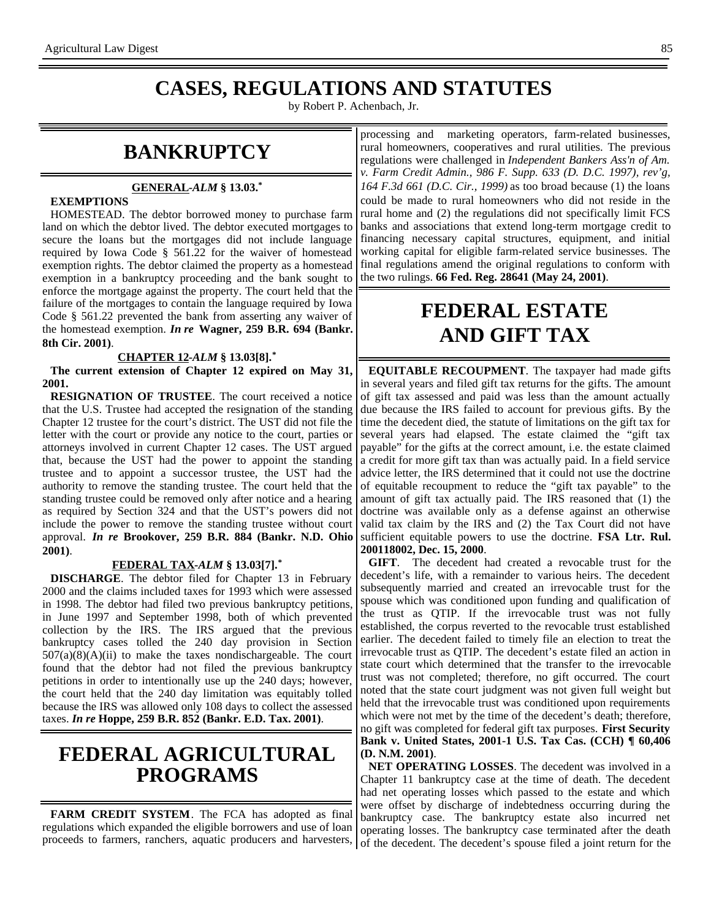# CASES, REGULATIONS AND STATUTES

by Robert P. Achenbach, Jr.

## BANKRUPTCY

### GENERAL -*ALM* § 13.03.*

**EXEMPTIONS**

HOMESTEAD. The debtor borrowed money to purchase farm land on which the debtor lived. The debtor executed mortgages to secure the loans but the mortgages did not include language required by Iowa Code § 561.22 for the waiver of homestead exemption rights. The debtor claimed the property as a homestead exemption in a bankruptcy proceeding and the bank sought to enforce the mortgage against the property. The court held that the failure of the mortgages to contain the language required by Iowa Code § 561.22 prevented the bank from asserting any waiver of the homestead exemption. ***In re* Wagner, 259 B.R. 694 (Bankr. 8th Cir. 2001)**.

### CHAPTER 12 -*ALM* § 13.03[8].*

**The current extension of Chapter 12 expired on May 31, 2001.**

**RESIGNATION OF TRUSTEE**. The court received a notice that the U.S. Trustee had accepted the resignation of the standing Chapter 12 trustee for the court's district. The UST did not file the letter with the court or provide any notice to the court, parties or attorneys involved in current Chapter 12 cases. The UST argued that, because the UST had the power to appoint the standing trustee and to appoint a successor trustee, the UST had the authority to remove the standing trustee. The court held that the standing trustee could be removed only after notice and a hearing as required by Section 324 and that the UST's powers did not include the power to remove the standing trustee without court approval. ***In re* Brookover, 259 B.R. 884 (Bankr. N.D. Ohio 2001)**.

### FEDERAL TAX -*ALM* § 13.03[7].*

**DISCHARGE**. The debtor filed for Chapter 13 in February 2000 and the claims included taxes for 1993 which were assessed in 1998. The debtor had filed two previous bankruptcy petitions, in June 1997 and September 1998, both of which prevented collection by the IRS. The IRS argued that the previous bankruptcy cases tolled the 240 day provision in Section 507(a)(8)(A)(ii) to make the taxes nondischargeable. The court found that the debtor had not filed the previous bankruptcy petitions in order to intentionally use up the 240 days; however, the court held that the 240 day limitation was equitably tolled because the IRS was allowed only 108 days to collect the assessed taxes. ***In re* Hoppe, 259 B.R. 852 (Bankr. E.D. Tax. 2001)**.

## FEDERAL AGRICULTURAL PROGRAMS

**FARM CREDIT SYSTEM**. The FCA has adopted as final regulations which expanded the eligible borrowers and use of loan proceeds to farmers, ranchers, aquatic producers and harvesters, processing and marketing operators, farm-related businesses, rural homeowners, cooperatives and rural utilities. The previous regulations were challenged in *Independent Bankers Ass'n of Am. v. Farm Credit Admin., 986 F. Supp. 633 (D. D.C. 1997), rev'g, 164 F.3d 661 (D.C. Cir., 1999)* as too broad because (1) the loans could be made to rural homeowners who did not reside in the rural home and (2) the regulations did not specifically limit FCS banks and associations that extend long-term mortgage credit to financing necessary capital structures, equipment, and initial working capital for eligible farm-related service businesses. The final regulations amend the original regulations to conform with the two rulings. **66 Fed. Reg. 28641 (May 24, 2001)**.

## FEDERAL ESTATE AND GIFT TAX

**EQUITABLE RECOUPMENT**. The taxpayer had made gifts in several years and filed gift tax returns for the gifts. The amount of gift tax assessed and paid was less than the amount actually due because the IRS failed to account for previous gifts. By the time the decedent died, the statute of limitations on the gift tax for several years had elapsed. The estate claimed the "gift tax payable" for the gifts at the correct amount, i.e. the estate claimed a credit for more gift tax than was actually paid. In a field service advice letter, the IRS determined that it could not use the doctrine of equitable recoupment to reduce the "gift tax payable" to the amount of gift tax actually paid. The IRS reasoned that (1) the doctrine was available only as a defense against an otherwise valid tax claim by the IRS and (2) the Tax Court did not have sufficient equitable powers to use the doctrine. **FSA Ltr. Rul. 200118002, Dec. 15, 2000**.

**GIFT**. The decedent had created a revocable trust for the decedent's life, with a remainder to various heirs. The decedent subsequently married and created an irrevocable trust for the spouse which was conditioned upon funding and qualification of the trust as QTIP. If the irrevocable trust was not fully established, the corpus reverted to the revocable trust established earlier. The decedent failed to timely file an election to treat the irrevocable trust as QTIP. The decedent's estate filed an action in state court which determined that the transfer to the irrevocable trust was not completed; therefore, no gift occurred. The court noted that the state court judgment was not given full weight but held that the irrevocable trust was conditioned upon requirements which were not met by the time of the decedent's death; therefore, no gift was completed for federal gift tax purposes. **First Security Bank v. United States, 2001-1 U.S. Tax Cas. (CCH) ¶ 60,406 (D. N.M. 2001)**.

**NET OPERATING LOSSES**. The decedent was involved in a Chapter 11 bankruptcy case at the time of death. The decedent had net operating losses which passed to the estate and which were offset by discharge of indebtedness occurring during the bankruptcy case. The bankruptcy estate also incurred net operating losses. The bankruptcy case terminated after the death of the decedent. The decedent's spouse filed a joint return for the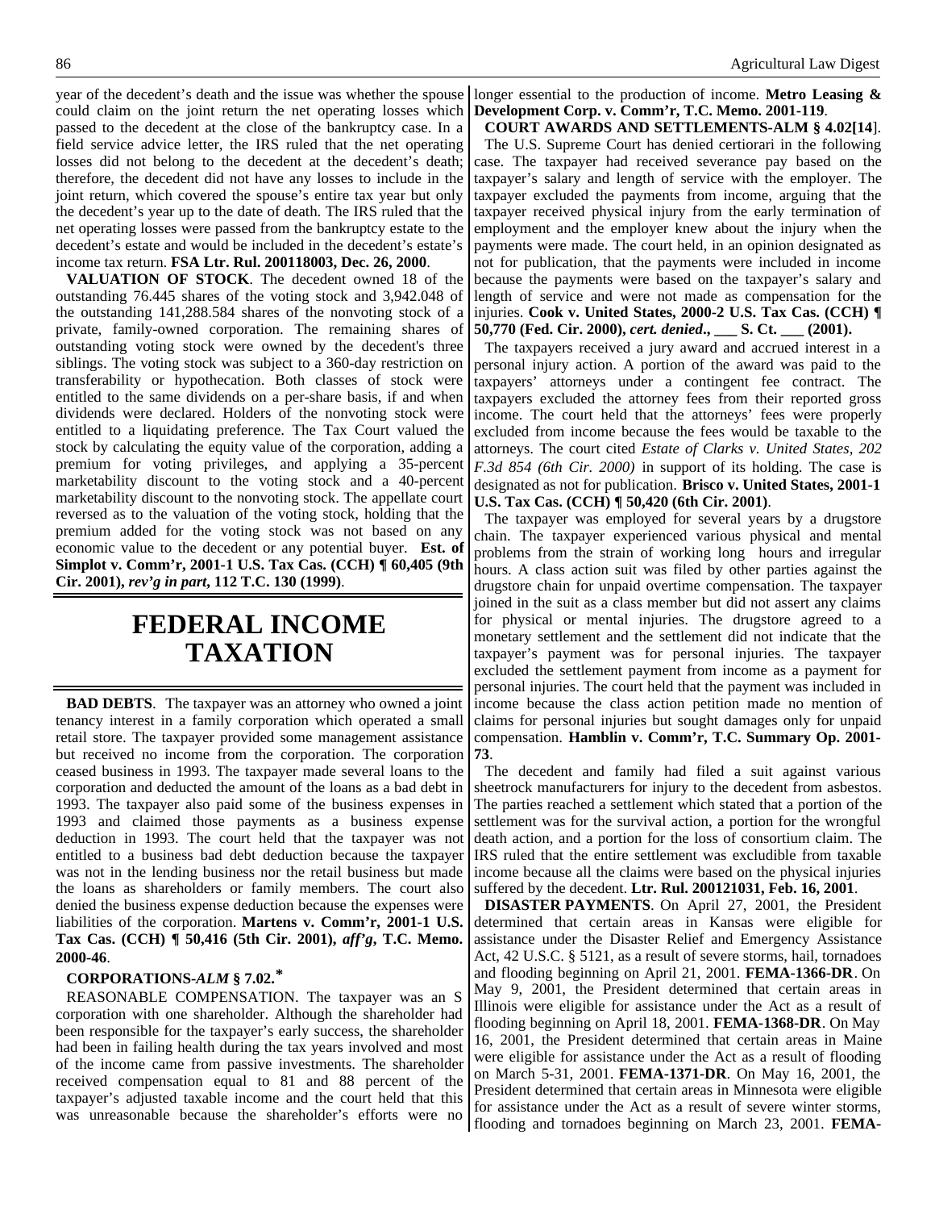year of the decedent's death and the issue was whether the spouse could claim on the joint return the net operating losses which passed to the decedent at the close of the bankruptcy case. In a field service advice letter, the IRS ruled that the net operating losses did not belong to the decedent at the decedent's death; therefore, the decedent did not have any losses to include in the joint return, which covered the spouse's entire tax year but only the decedent's year up to the date of death. The IRS ruled that the net operating losses were passed from the bankruptcy estate to the decedent's estate and would be included in the decedent's estate's income tax return. **FSA Ltr. Rul. 200118003, Dec. 26, 2000**.

**VALUATION OF STOCK**. The decedent owned 18 of the outstanding 76.445 shares of the voting stock and 3,942.048 of the outstanding 141,288.584 shares of the nonvoting stock of a private, family-owned corporation. The remaining shares of outstanding voting stock were owned by the decedent's three siblings. The voting stock was subject to a 360-day restriction on transferability or hypothecation. Both classes of stock were entitled to the same dividends on a per-share basis, if and when dividends were declared. Holders of the nonvoting stock were entitled to a liquidating preference. The Tax Court valued the stock by calculating the equity value of the corporation, adding a premium for voting privileges, and applying a 35-percent marketability discount to the voting stock and a 40-percent marketability discount to the nonvoting stock. The appellate court reversed as to the valuation of the voting stock, holding that the premium added for the voting stock was not based on any economic value to the decedent or any potential buyer. **Est. of Simplot v. Comm'r, 2001-1 U.S. Tax Cas. (CCH) ¶ 60,405 (9th Cir. 2001), *rev'g in part*, 112 T.C. 130 (1999)**.

# FEDERAL INCOME TAXATION

**BAD DEBTS**. The taxpayer was an attorney who owned a joint tenancy interest in a family corporation which operated a small retail store. The taxpayer provided some management assistance but received no income from the corporation. The corporation ceased business in 1993. The taxpayer made several loans to the corporation and deducted the amount of the loans as a bad debt in 1993. The taxpayer also paid some of the business expenses in 1993 and claimed those payments as a business expense deduction in 1993. The court held that the taxpayer was not entitled to a business bad debt deduction because the taxpayer was not in the lending business nor the retail business but made the loans as shareholders or family members. The court also denied the business expense deduction because the expenses were liabilities of the corporation. **Martens v. Comm'r, 2001-1 U.S. Tax Cas. (CCH) ¶ 50,416 (5th Cir. 2001), *aff'g*, T.C. Memo. 2000-46**.

**CORPORATIONS-*ALM* § 7.02.***

REASONABLE COMPENSATION. The taxpayer was an S corporation with one shareholder. Although the shareholder had been responsible for the taxpayer's early success, the shareholder had been in failing health during the tax years involved and most of the income came from passive investments. The shareholder received compensation equal to 81 and 88 percent of the taxpayer's adjusted taxable income and the court held that this was unreasonable because the shareholder's efforts were no longer essential to the production of income. **Metro Leasing & Development Corp. v. Comm'r, T.C. Memo. 2001-119**.

**COURT AWARDS AND SETTLEMENTS-ALM § 4.02[14**].

The U.S. Supreme Court has denied certiorari in the following case. The taxpayer had received severance pay based on the taxpayer's salary and length of service with the employer. The taxpayer excluded the payments from income, arguing that the taxpayer received physical injury from the early termination of employment and the employer knew about the injury when the payments were made. The court held, in an opinion designated as not for publication, that the payments were included in income because the payments were based on the taxpayer's salary and length of service and were not made as compensation for the injuries. **Cook v. United States, 2000-2 U.S. Tax Cas. (CCH) ¶ 50,770 (Fed. Cir. 2000), *cert. denied*., ___ S. Ct. ___ (2001).**

The taxpayers received a jury award and accrued interest in a personal injury action. A portion of the award was paid to the taxpayers' attorneys under a contingent fee contract. The taxpayers excluded the attorney fees from their reported gross income. The court held that the attorneys' fees were properly excluded from income because the fees would be taxable to the attorneys. The court cited *Estate of Clarks v. United States, 202 F.3d 854 (6th Cir. 2000)* in support of its holding. The case is designated as not for publication. **Brisco v. United States, 2001-1 U.S. Tax Cas. (CCH) ¶ 50,420 (6th Cir. 2001)**.

The taxpayer was employed for several years by a drugstore chain. The taxpayer experienced various physical and mental problems from the strain of working long hours and irregular hours. A class action suit was filed by other parties against the drugstore chain for unpaid overtime compensation. The taxpayer joined in the suit as a class member but did not assert any claims for physical or mental injuries. The drugstore agreed to a monetary settlement and the settlement did not indicate that the taxpayer's payment was for personal injuries. The taxpayer excluded the settlement payment from income as a payment for personal injuries. The court held that the payment was included in income because the class action petition made no mention of claims for personal injuries but sought damages only for unpaid compensation. **Hamblin v. Comm'r, T.C. Summary Op. 2001-73**.

The decedent and family had filed a suit against various sheetrock manufacturers for injury to the decedent from asbestos. The parties reached a settlement which stated that a portion of the settlement was for the survival action, a portion for the wrongful death action, and a portion for the loss of consortium claim. The IRS ruled that the entire settlement was excludible from taxable income because all the claims were based on the physical injuries suffered by the decedent. **Ltr. Rul. 200121031, Feb. 16, 2001**.

**DISASTER PAYMENTS**. On April 27, 2001, the President determined that certain areas in Kansas were eligible for assistance under the Disaster Relief and Emergency Assistance Act, 42 U.S.C. § 5121, as a result of severe storms, hail, tornadoes and flooding beginning on April 21, 2001. **FEMA-1366-DR**. On May 9, 2001, the President determined that certain areas in Illinois were eligible for assistance under the Act as a result of flooding beginning on April 18, 2001. **FEMA-1368-DR**. On May 16, 2001, the President determined that certain areas in Maine were eligible for assistance under the Act as a result of flooding on March 5-31, 2001. **FEMA-1371-DR**. On May 16, 2001, the President determined that certain areas in Minnesota were eligible for assistance under the Act as a result of severe winter storms, flooding and tornadoes beginning on March 23, 2001. **FEMA-**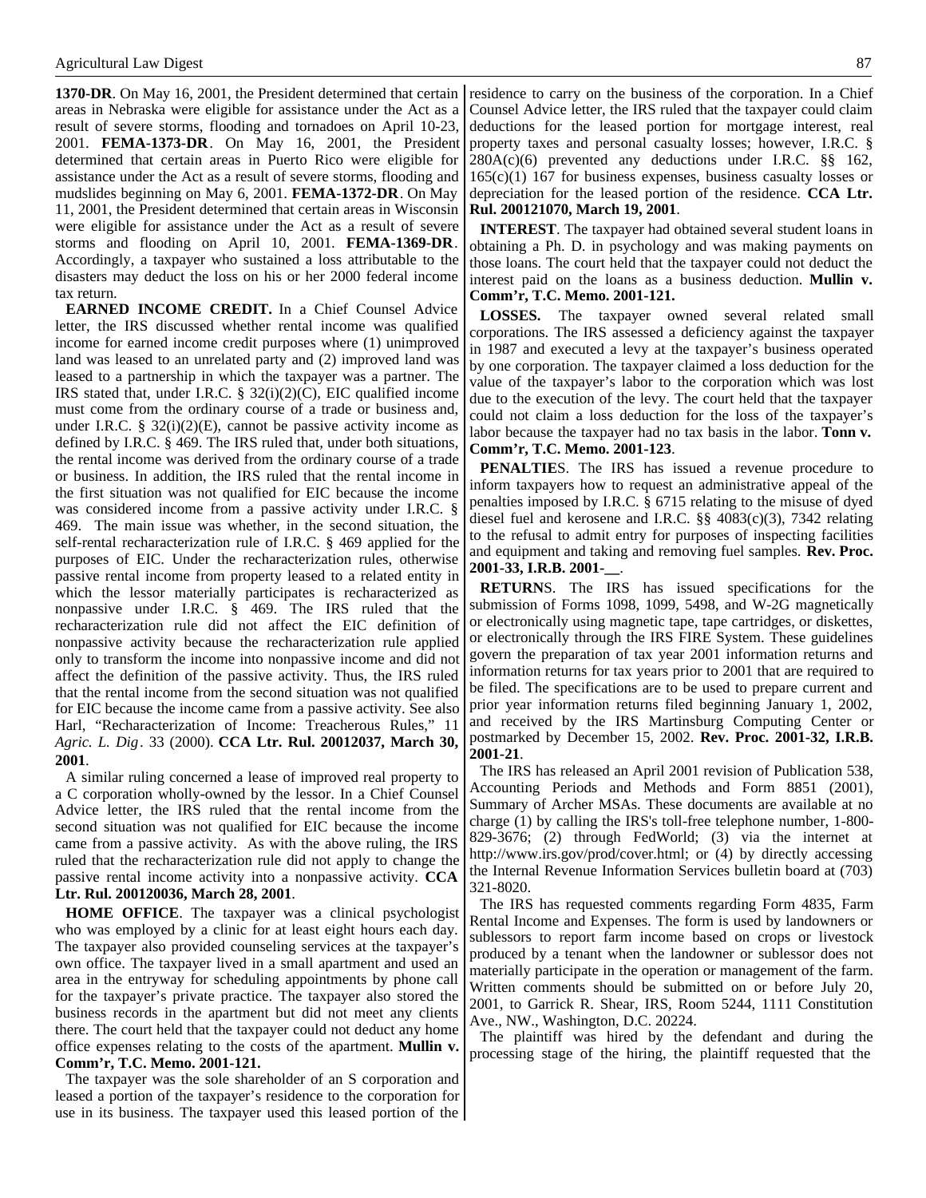**1370-DR**. On May 16, 2001, the President determined that certain areas in Nebraska were eligible for assistance under the Act as a result of severe storms, flooding and tornadoes on April 10-23, 2001. **FEMA-1373-DR**. On May 16, 2001, the President determined that certain areas in Puerto Rico were eligible for assistance under the Act as a result of severe storms, flooding and mudslides beginning on May 6, 2001. **FEMA-1372-DR**. On May 11, 2001, the President determined that certain areas in Wisconsin were eligible for assistance under the Act as a result of severe storms and flooding on April 10, 2001. **FEMA-1369-DR**. Accordingly, a taxpayer who sustained a loss attributable to the disasters may deduct the loss on his or her 2000 federal income tax return.

**EARNED INCOME CREDIT.** In a Chief Counsel Advice letter, the IRS discussed whether rental income was qualified income for earned income credit purposes where (1) unimproved land was leased to an unrelated party and (2) improved land was leased to a partnership in which the taxpayer was a partner. The IRS stated that, under I.R.C. § 32(i)(2)(C), EIC qualified income must come from the ordinary course of a trade or business and, under I.R.C. § 32(i)(2)(E), cannot be passive activity income as defined by I.R.C. § 469. The IRS ruled that, under both situations, the rental income was derived from the ordinary course of a trade or business. In addition, the IRS ruled that the rental income in the first situation was not qualified for EIC because the income was considered income from a passive activity under I.R.C. § 469. The main issue was whether, in the second situation, the self-rental recharacterization rule of I.R.C. § 469 applied for the purposes of EIC. Under the recharacterization rules, otherwise passive rental income from property leased to a related entity in which the lessor materially participates is recharacterized as nonpassive under I.R.C. § 469. The IRS ruled that the recharacterization rule did not affect the EIC definition of nonpassive activity because the recharacterization rule applied only to transform the income into nonpassive income and did not affect the definition of the passive activity. Thus, the IRS ruled that the rental income from the second situation was not qualified for EIC because the income came from a passive activity. See also Harl, "Recharacterization of Income: Treacherous Rules," 11 *Agric. L. Dig*. 33 (2000). **CCA Ltr. Rul. 20012037, March 30, 2001**.

A similar ruling concerned a lease of improved real property to a C corporation wholly-owned by the lessor. In a Chief Counsel Advice letter, the IRS ruled that the rental income from the second situation was not qualified for EIC because the income came from a passive activity. As with the above ruling, the IRS ruled that the recharacterization rule did not apply to change the passive rental income activity into a nonpassive activity. **CCA Ltr. Rul. 200120036, March 28, 2001**.

**HOME OFFICE**. The taxpayer was a clinical psychologist who was employed by a clinic for at least eight hours each day. The taxpayer also provided counseling services at the taxpayer's own office. The taxpayer lived in a small apartment and used an area in the entryway for scheduling appointments by phone call for the taxpayer's private practice. The taxpayer also stored the business records in the apartment but did not meet any clients there. The court held that the taxpayer could not deduct any home office expenses relating to the costs of the apartment. **Mullin v. Comm'r, T.C. Memo. 2001-121.**

The taxpayer was the sole shareholder of an S corporation and leased a portion of the taxpayer's residence to the corporation for use in its business. The taxpayer used this leased portion of the residence to carry on the business of the corporation. In a Chief Counsel Advice letter, the IRS ruled that the taxpayer could claim deductions for the leased portion for mortgage interest, real property taxes and personal casualty losses; however, I.R.C. § 280A(c)(6) prevented any deductions under I.R.C. §§ 162, 165(c)(1) 167 for business expenses, business casualty losses or depreciation for the leased portion of the residence. **CCA Ltr. Rul. 200121070, March 19, 2001**.

**INTEREST**. The taxpayer had obtained several student loans in obtaining a Ph. D. in psychology and was making payments on those loans. The court held that the taxpayer could not deduct the interest paid on the loans as a business deduction. **Mullin v. Comm'r, T.C. Memo. 2001-121.**

**LOSSES.** The taxpayer owned several related small corporations. The IRS assessed a deficiency against the taxpayer in 1987 and executed a levy at the taxpayer's business operated by one corporation. The taxpayer claimed a loss deduction for the value of the taxpayer's labor to the corporation which was lost due to the execution of the levy. The court held that the taxpayer could not claim a loss deduction for the loss of the taxpayer's labor because the taxpayer had no tax basis in the labor. **Tonn v. Comm'r, T.C. Memo. 2001-123**.

**PENALTIES**. The IRS has issued a revenue procedure to inform taxpayers how to request an administrative appeal of the penalties imposed by I.R.C. § 6715 relating to the misuse of dyed diesel fuel and kerosene and I.R.C. §§ 4083(c)(3), 7342 relating to the refusal to admit entry for purposes of inspecting facilities and equipment and taking and removing fuel samples. **Rev. Proc. 2001-33, I.R.B. 2001-__**.

**RETURNS**. The IRS has issued specifications for the submission of Forms 1098, 1099, 5498, and W-2G magnetically or electronically using magnetic tape, tape cartridges, or diskettes, or electronically through the IRS FIRE System. These guidelines govern the preparation of tax year 2001 information returns and information returns for tax years prior to 2001 that are required to be filed. The specifications are to be used to prepare current and prior year information returns filed beginning January 1, 2002, and received by the IRS Martinsburg Computing Center or postmarked by December 15, 2002. **Rev. Proc. 2001-32, I.R.B. 2001-21**.

The IRS has released an April 2001 revision of Publication 538, Accounting Periods and Methods and Form 8851 (2001), Summary of Archer MSAs. These documents are available at no charge (1) by calling the IRS's toll-free telephone number, 1-800-829-3676; (2) through FedWorld; (3) via the internet at http://www.irs.gov/prod/cover.html; or (4) by directly accessing the Internal Revenue Information Services bulletin board at (703) 321-8020.

The IRS has requested comments regarding Form 4835, Farm Rental Income and Expenses. The form is used by landowners or sublessors to report farm income based on crops or livestock produced by a tenant when the landowner or sublessor does not materially participate in the operation or management of the farm. Written comments should be submitted on or before July 20, 2001, to Garrick R. Shear, IRS, Room 5244, 1111 Constitution Ave., NW., Washington, D.C. 20224.

The plaintiff was hired by the defendant and during the processing stage of the hiring, the plaintiff requested that the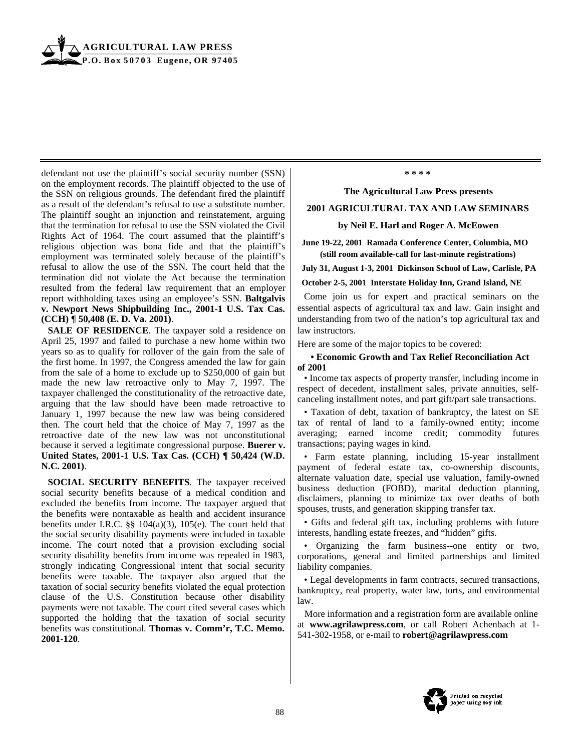**AGRICULTURAL LAW PRESS**
**P.O. Box 50703 Eugene, OR 97405**

defendant not use the plaintiff's social security number (SSN) on the employment records. The plaintiff objected to the use of the SSN on religious grounds. The defendant fired the plaintiff as a result of the defendant's refusal to use a substitute number. The plaintiff sought an injunction and reinstatement, arguing that the termination for refusal to use the SSN violated the Civil Rights Act of 1964. The court assumed that the plaintiff's religious objection was bona fide and that the plaintiff's employment was terminated solely because of the plaintiff's refusal to allow the use of the SSN. The court held that the termination did not violate the Act because the termination resulted from the federal law requirement that an employer report withholding taxes using an employee's SSN. **Baltgalvis v. Newport News Shipbuilding Inc., 2001-1 U.S. Tax Cas. (CCH) ¶ 50,408 (E. D. Va. 2001)**.

**SALE OF RESIDENCE**. The taxpayer sold a residence on April 25, 1997 and failed to purchase a new home within two years so as to qualify for rollover of the gain from the sale of the first home. In 1997, the Congress amended the law for gain from the sale of a home to exclude up to $250,000 of gain but made the new law retroactive only to May 7, 1997. The taxpayer challenged the constitutionality of the retroactive date, arguing that the law should have been made retroactive to January 1, 1997 because the new law was being considered then. The court held that the choice of May 7, 1997 as the retroactive date of the new law was not unconstitutional because it served a legitimate congressional purpose. **Buerer v. United States, 2001-1 U.S. Tax Cas. (CCH) ¶ 50,424 (W.D. N.C. 2001)**.

**SOCIAL SECURITY BENEFITS**. The taxpayer received social security benefits because of a medical condition and excluded the benefits from income. The taxpayer argued that the benefits were nontaxable as health and accident insurance benefits under I.R.C. §§ 104(a)(3), 105(e). The court held that the social security disability payments were included in taxable income. The court noted that a provision excluding social security disability benefits from income was repealed in 1983, strongly indicating Congressional intent that social security benefits were taxable. The taxpayer also argued that the taxation of social security benefits violated the equal protection clause of the U.S. Constitution because other disability payments were not taxable. The court cited several cases which supported the holding that the taxation of social security benefits was constitutional. **Thomas v. Comm'r, T.C. Memo. 2001-120**.

**\* \* \* \***

**The Agricultural Law Press presents**

**2001 AGRICULTURAL TAX AND LAW SEMINARS**

**by Neil E. Harl and Roger A. McEowen**

**June 19-22, 2001 Ramada Conference Center, Columbia, MO**
**(still room available-call for last-minute registrations)**

**July 31, August 1-3, 2001 Dickinson School of Law, Carlisle, PA**

**October 2-5, 2001 Interstate Holiday Inn, Grand Island, NE**

Come join us for expert and practical seminars on the essential aspects of agricultural tax and law. Gain insight and understanding from two of the nation's top agricultural tax and law instructors.

Here are some of the major topics to be covered:

- **Economic Growth and Tax Relief Reconciliation Act of 2001**
- Income tax aspects of property transfer, including income in respect of decedent, installment sales, private annuities, self-canceling installment notes, and part gift/part sale transactions.
- Taxation of debt, taxation of bankruptcy, the latest on SE tax of rental of land to a family-owned entity; income averaging; earned income credit; commodity futures transactions; paying wages in kind.
- Farm estate planning, including 15-year installment payment of federal estate tax, co-ownership discounts, alternate valuation date, special use valuation, family-owned business deduction (FOBD), marital deduction planning, disclaimers, planning to minimize tax over deaths of both spouses, trusts, and generation skipping transfer tax.
- Gifts and federal gift tax, including problems with future interests, handling estate freezes, and "hidden" gifts.
- Organizing the farm business--one entity or two, corporations, general and limited partnerships and limited liability companies.
- Legal developments in farm contracts, secured transactions, bankruptcy, real property, water law, torts, and environmental law.

More information and a registration form are available online at **www.agrilawpress.com**, or call Robert Achenbach at 1-541-302-1958, or e-mail to **robert@agrilawpress.com**

Printed on recycled paper using soy ink.